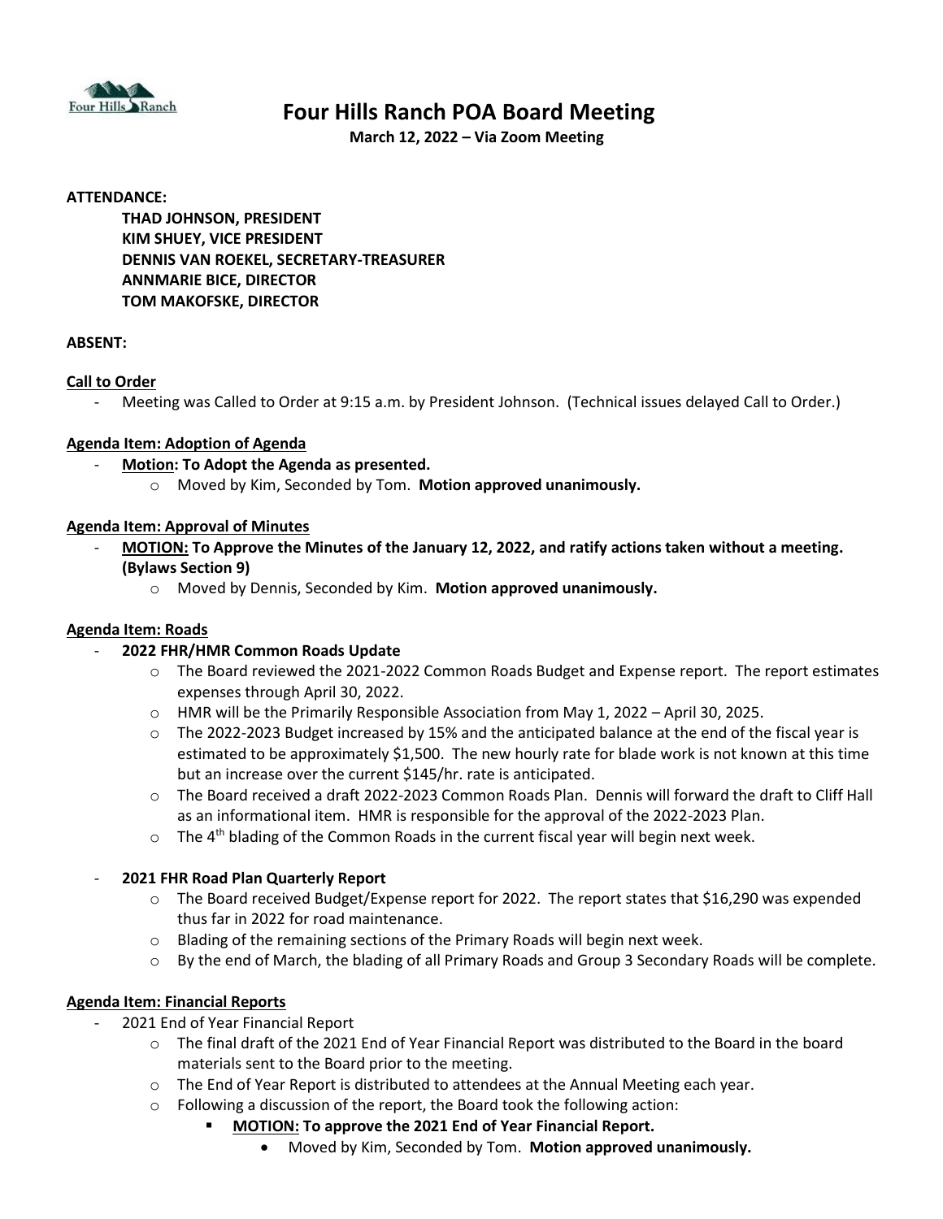# Four Hills Ranch POA Board Meeting

**March 12, 2022 – Via Zoom Meeting**

**ATTENDANCE:**

**THAD JOHNSON, PRESIDENT**
**KIM SHUEY, VICE PRESIDENT**
**DENNIS VAN ROEKEL, SECRETARY-TREASURER**
**ANNMARIE BICE, DIRECTOR**
**TOM MAKOFSKE, DIRECTOR**

**ABSENT:**

**Call to Order**

- Meeting was Called to Order at 9:15 a.m. by President Johnson. (Technical issues delayed Call to Order.)

**Agenda Item: Adoption of Agenda**

- **Motion: To Adopt the Agenda as presented.**
    - Moved by Kim, Seconded by Tom. **Motion approved unanimously.**

**Agenda Item: Approval of Minutes**

- **MOTION: To Approve the Minutes of the January 12, 2022, and ratify actions taken without a meeting. (Bylaws Section 9)**
    - Moved by Dennis, Seconded by Kim. **Motion approved unanimously.**

**Agenda Item: Roads**

- **2022 FHR/HMR Common Roads Update**
    - The Board reviewed the 2021-2022 Common Roads Budget and Expense report. The report estimates expenses through April 30, 2022.
    - HMR will be the Primarily Responsible Association from May 1, 2022 – April 30, 2025.
    - The 2022-2023 Budget increased by 15% and the anticipated balance at the end of the fiscal year is estimated to be approximately $1,500. The new hourly rate for blade work is not known at this time but an increase over the current $145/hr. rate is anticipated.
    - The Board received a draft 2022-2023 Common Roads Plan. Dennis will forward the draft to Cliff Hall as an informational item. HMR is responsible for the approval of the 2022-2023 Plan.
    - The 4th blading of the Common Roads in the current fiscal year will begin next week.

- **2021 FHR Road Plan Quarterly Report**
    - The Board received Budget/Expense report for 2022. The report states that $16,290 was expended thus far in 2022 for road maintenance.
    - Blading of the remaining sections of the Primary Roads will begin next week.
    - By the end of March, the blading of all Primary Roads and Group 3 Secondary Roads will be complete.

**Agenda Item: Financial Reports**

- 2021 End of Year Financial Report
    - The final draft of the 2021 End of Year Financial Report was distributed to the Board in the board materials sent to the Board prior to the meeting.
    - The End of Year Report is distributed to attendees at the Annual Meeting each year.
    - Following a discussion of the report, the Board took the following action:
        - **MOTION: To approve the 2021 End of Year Financial Report.**
            - Moved by Kim, Seconded by Tom. **Motion approved unanimously.**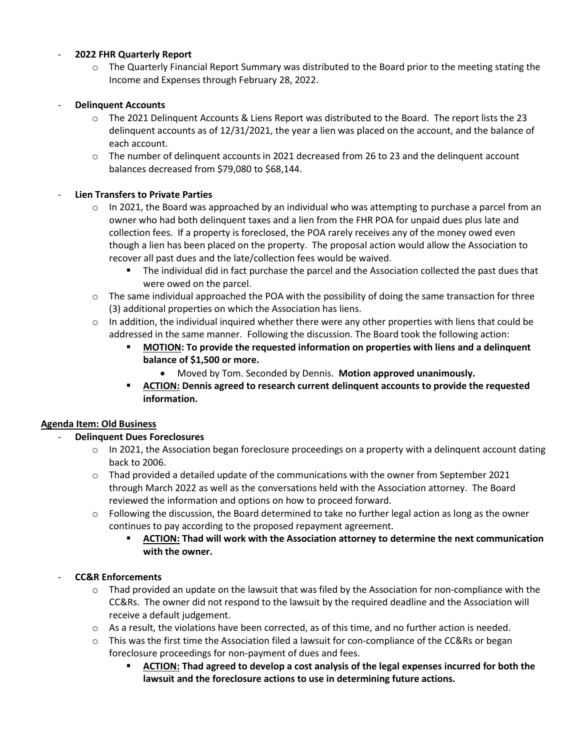- **2022 FHR Quarterly Report**
  - The Quarterly Financial Report Summary was distributed to the Board prior to the meeting stating the Income and Expenses through February 28, 2022.

- **Delinquent Accounts**
  - The 2021 Delinquent Accounts & Liens Report was distributed to the Board. The report lists the 23 delinquent accounts as of 12/31/2021, the year a lien was placed on the account, and the balance of each account.
  - The number of delinquent accounts in 2021 decreased from 26 to 23 and the delinquent account balances decreased from $79,080 to $68,144.

- **Lien Transfers to Private Parties**
  - In 2021, the Board was approached by an individual who was attempting to purchase a parcel from an owner who had both delinquent taxes and a lien from the FHR POA for unpaid dues plus late and collection fees. If a property is foreclosed, the POA rarely receives any of the money owed even though a lien has been placed on the property. The proposal action would allow the Association to recover all past dues and the late/collection fees would be waived.
    - The individual did in fact purchase the parcel and the Association collected the past dues that were owed on the parcel.
  - The same individual approached the POA with the possibility of doing the same transaction for three (3) additional properties on which the Association has liens.
  - In addition, the individual inquired whether there were any other properties with liens that could be addressed in the same manner. Following the discussion. The Board took the following action:
    - **<u>MOTION</u>: To provide the requested information on properties with liens and a delinquent balance of $1,500 or more.**
      - Moved by Tom. Seconded by Dennis. **Motion approved unanimously.**
    - **<u>ACTION:</u> Dennis agreed to research current delinquent accounts to provide the requested information.**

## Agenda Item: Old Business

- **Delinquent Dues Foreclosures**
  - In 2021, the Association began foreclosure proceedings on a property with a delinquent account dating back to 2006.
  - Thad provided a detailed update of the communications with the owner from September 2021 through March 2022 as well as the conversations held with the Association attorney. The Board reviewed the information and options on how to proceed forward.
  - Following the discussion, the Board determined to take no further legal action as long as the owner continues to pay according to the proposed repayment agreement.
    - **<u>ACTION:</u> Thad will work with the Association attorney to determine the next communication with the owner.**

- **CC&R Enforcements**
  - Thad provided an update on the lawsuit that was filed by the Association for non-compliance with the CC&Rs. The owner did not respond to the lawsuit by the required deadline and the Association will receive a default judgement.
  - As a result, the violations have been corrected, as of this time, and no further action is needed.
  - This was the first time the Association filed a lawsuit for con-compliance of the CC&Rs or began foreclosure proceedings for non-payment of dues and fees.
    - **<u>ACTION:</u> Thad agreed to develop a cost analysis of the legal expenses incurred for both the lawsuit and the foreclosure actions to use in determining future actions.**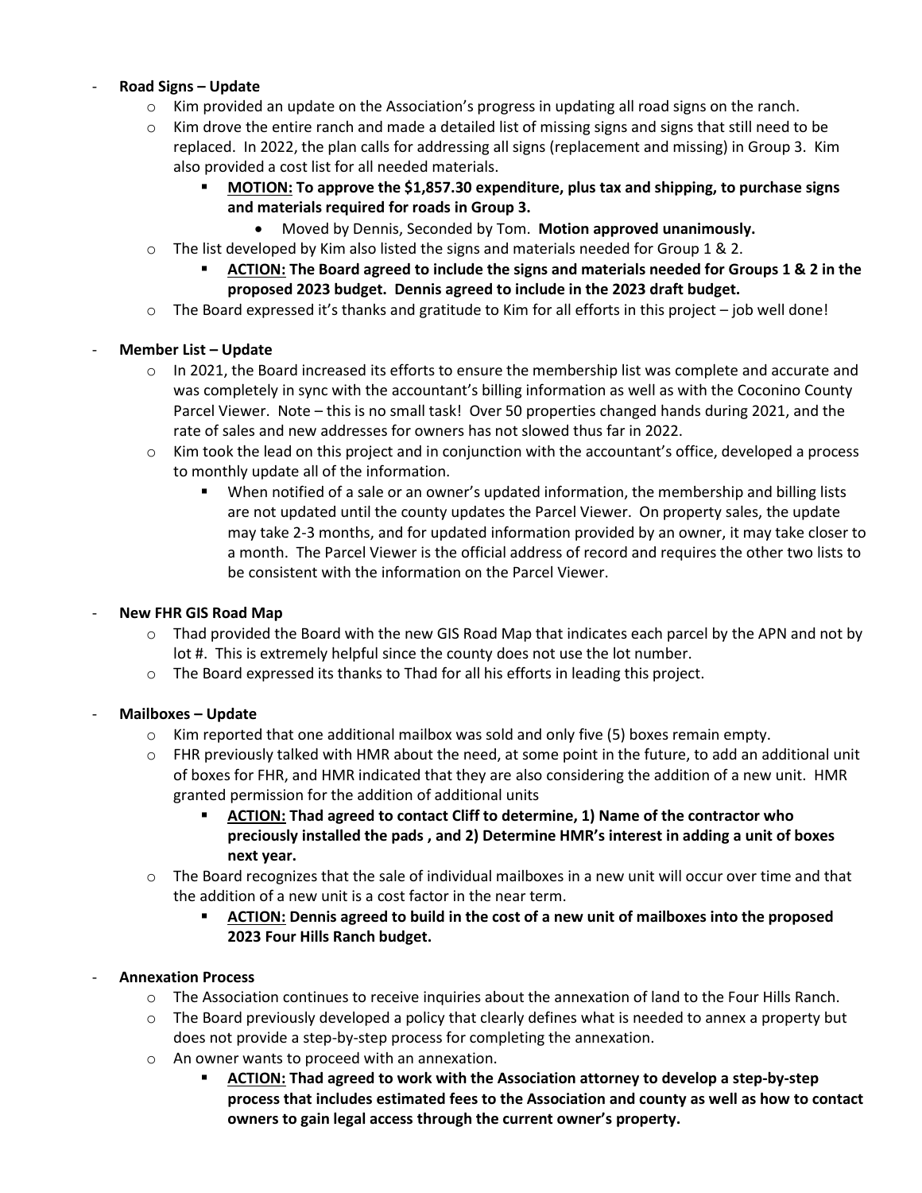- **Road Signs – Update**
  - Kim provided an update on the Association's progress in updating all road signs on the ranch.
  - Kim drove the entire ranch and made a detailed list of missing signs and signs that still need to be replaced. In 2022, the plan calls for addressing all signs (replacement and missing) in Group 3. Kim also provided a cost list for all needed materials.
    - **MOTION: To approve the $1,857.30 expenditure, plus tax and shipping, to purchase signs and materials required for roads in Group 3.**
      - Moved by Dennis, Seconded by Tom. **Motion approved unanimously.**
  - The list developed by Kim also listed the signs and materials needed for Group 1 & 2.
    - **ACTION: The Board agreed to include the signs and materials needed for Groups 1 & 2 in the proposed 2023 budget. Dennis agreed to include in the 2023 draft budget.**
  - The Board expressed it's thanks and gratitude to Kim for all efforts in this project – job well done!

- **Member List – Update**
  - In 2021, the Board increased its efforts to ensure the membership list was complete and accurate and was completely in sync with the accountant's billing information as well as with the Coconino County Parcel Viewer. Note – this is no small task! Over 50 properties changed hands during 2021, and the rate of sales and new addresses for owners has not slowed thus far in 2022.
  - Kim took the lead on this project and in conjunction with the accountant's office, developed a process to monthly update all of the information.
    - When notified of a sale or an owner's updated information, the membership and billing lists are not updated until the county updates the Parcel Viewer. On property sales, the update may take 2-3 months, and for updated information provided by an owner, it may take closer to a month. The Parcel Viewer is the official address of record and requires the other two lists to be consistent with the information on the Parcel Viewer.

- **New FHR GIS Road Map**
  - Thad provided the Board with the new GIS Road Map that indicates each parcel by the APN and not by lot #. This is extremely helpful since the county does not use the lot number.
  - The Board expressed its thanks to Thad for all his efforts in leading this project.

- **Mailboxes – Update**
  - Kim reported that one additional mailbox was sold and only five (5) boxes remain empty.
  - FHR previously talked with HMR about the need, at some point in the future, to add an additional unit of boxes for FHR, and HMR indicated that they are also considering the addition of a new unit. HMR granted permission for the addition of additional units
    - **ACTION: Thad agreed to contact Cliff to determine, 1) Name of the contractor who preciously installed the pads , and 2) Determine HMR's interest in adding a unit of boxes next year.**
  - The Board recognizes that the sale of individual mailboxes in a new unit will occur over time and that the addition of a new unit is a cost factor in the near term.
    - **ACTION: Dennis agreed to build in the cost of a new unit of mailboxes into the proposed 2023 Four Hills Ranch budget.**

- **Annexation Process**
  - The Association continues to receive inquiries about the annexation of land to the Four Hills Ranch.
  - The Board previously developed a policy that clearly defines what is needed to annex a property but does not provide a step-by-step process for completing the annexation.
  - An owner wants to proceed with an annexation.
    - **ACTION: Thad agreed to work with the Association attorney to develop a step-by-step process that includes estimated fees to the Association and county as well as how to contact owners to gain legal access through the current owner's property.**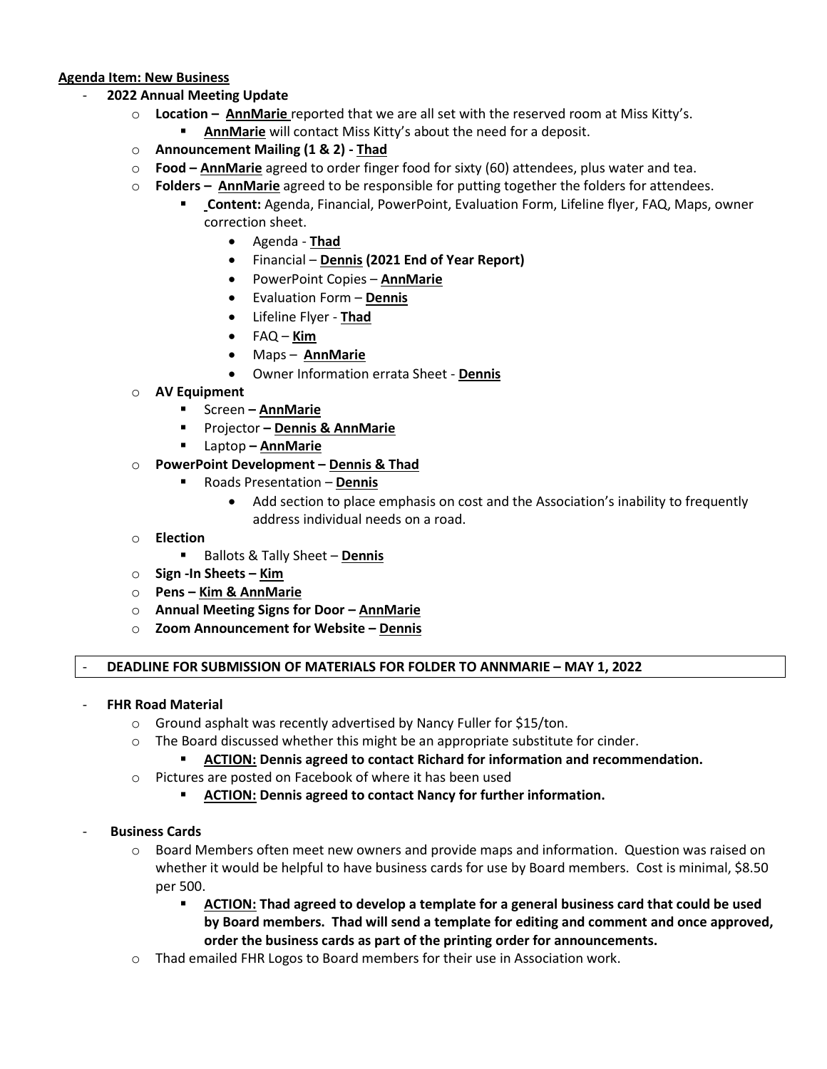**Agenda Item: New Business**

- **2022 Annual Meeting Update**
  - **Location – AnnMarie** reported that we are all set with the reserved room at Miss Kitty's.
    - **AnnMarie** will contact Miss Kitty's about the need for a deposit.
  - **Announcement Mailing (1 & 2) - Thad**
  - **Food – AnnMarie** agreed to order finger food for sixty (60) attendees, plus water and tea.
  - **Folders – AnnMarie** agreed to be responsible for putting together the folders for attendees.
    - **Content:** Agenda, Financial, PowerPoint, Evaluation Form, Lifeline flyer, FAQ, Maps, owner correction sheet.
      - Agenda - **Thad**
      - Financial – **Dennis (2021 End of Year Report)**
      - PowerPoint Copies – **AnnMarie**
      - Evaluation Form – **Dennis**
      - Lifeline Flyer - **Thad**
      - FAQ – **Kim**
      - Maps – **AnnMarie**
      - Owner Information errata Sheet - **Dennis**
  - **AV Equipment**
    - Screen **– AnnMarie**
    - Projector **– Dennis & AnnMarie**
    - Laptop **– AnnMarie**
  - **PowerPoint Development – Dennis & Thad**
    - Roads Presentation – **Dennis**
      - Add section to place emphasis on cost and the Association's inability to frequently address individual needs on a road.
  - **Election**
    - Ballots & Tally Sheet – **Dennis**
  - **Sign -In Sheets – Kim**
  - **Pens – Kim & AnnMarie**
  - **Annual Meeting Signs for Door – AnnMarie**
  - **Zoom Announcement for Website – Dennis**

- **DEADLINE FOR SUBMISSION OF MATERIALS FOR FOLDER TO ANNMARIE – MAY 1, 2022**

- **FHR Road Material**
  - Ground asphalt was recently advertised by Nancy Fuller for $15/ton.
  - The Board discussed whether this might be an appropriate substitute for cinder.
    - **ACTION: Dennis agreed to contact Richard for information and recommendation.**
  - Pictures are posted on Facebook of where it has been used
    - **ACTION: Dennis agreed to contact Nancy for further information.**

- **Business Cards**
  - Board Members often meet new owners and provide maps and information. Question was raised on whether it would be helpful to have business cards for use by Board members. Cost is minimal, $8.50 per 500.
    - **ACTION: Thad agreed to develop a template for a general business card that could be used by Board members. Thad will send a template for editing and comment and once approved, order the business cards as part of the printing order for announcements.**
  - Thad emailed FHR Logos to Board members for their use in Association work.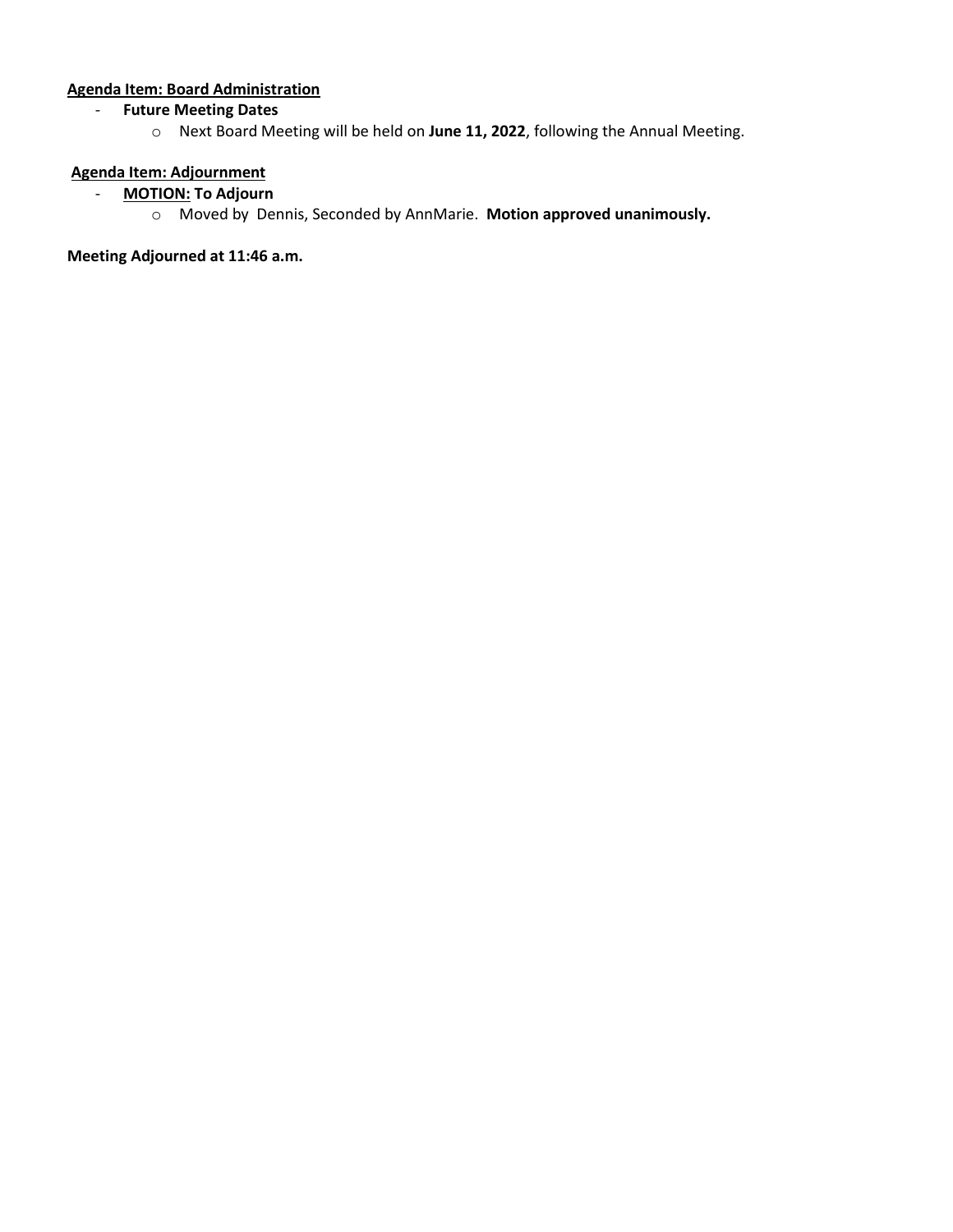**<u>Agenda Item: Board Administration</u>**

- **Future Meeting Dates**
  - Next Board Meeting will be held on **June 11, 2022**, following the Annual Meeting.

**<u>Agenda Item: Adjournment</u>**

- **<u>MOTION:</u> To Adjourn**
  - Moved by Dennis, Seconded by AnnMarie. **Motion approved unanimously.**

**Meeting Adjourned at 11:46 a.m.**